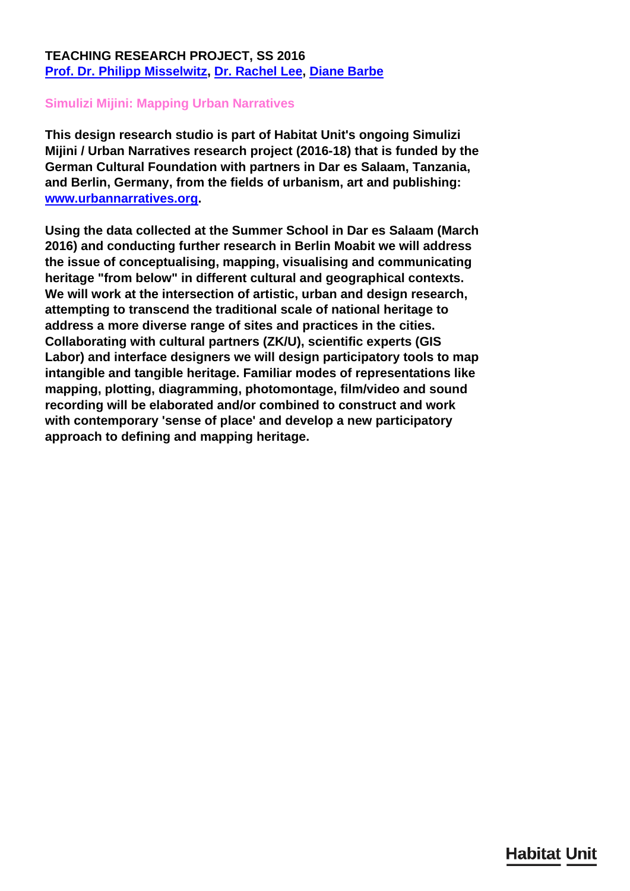**TEACHING RESEARCH PROJECT, SS 2016**
**[Prof. Dr. Philipp Misselwitz](), [Dr. Rachel Lee](), [Diane Barbe]()**

## Simulizi Mijini: Mapping Urban Narratives

**This design research studio is part of Habitat Unit's ongoing Simulizi Mijini / Urban Narratives research project (2016-18) that is funded by the German Cultural Foundation with partners in Dar es Salaam, Tanzania, and Berlin, Germany, from the fields of urbanism, art and publishing: [www.urbannarratives.org]().**

**Using the data collected at the Summer School in Dar es Salaam (March 2016) and conducting further research in Berlin Moabit we will address the issue of conceptualising, mapping, visualising and communicating heritage "from below" in different cultural and geographical contexts. We will work at the intersection of artistic, urban and design research, attempting to transcend the traditional scale of national heritage to address a more diverse range of sites and practices in the cities. Collaborating with cultural partners (ZK/U), scientific experts (GIS Labor) and interface designers we will design participatory tools to map intangible and tangible heritage. Familiar modes of representations like mapping, plotting, diagramming, photomontage, film/video and sound recording will be elaborated and/or combined to construct and work with contemporary 'sense of place' and develop a new participatory approach to defining and mapping heritage.**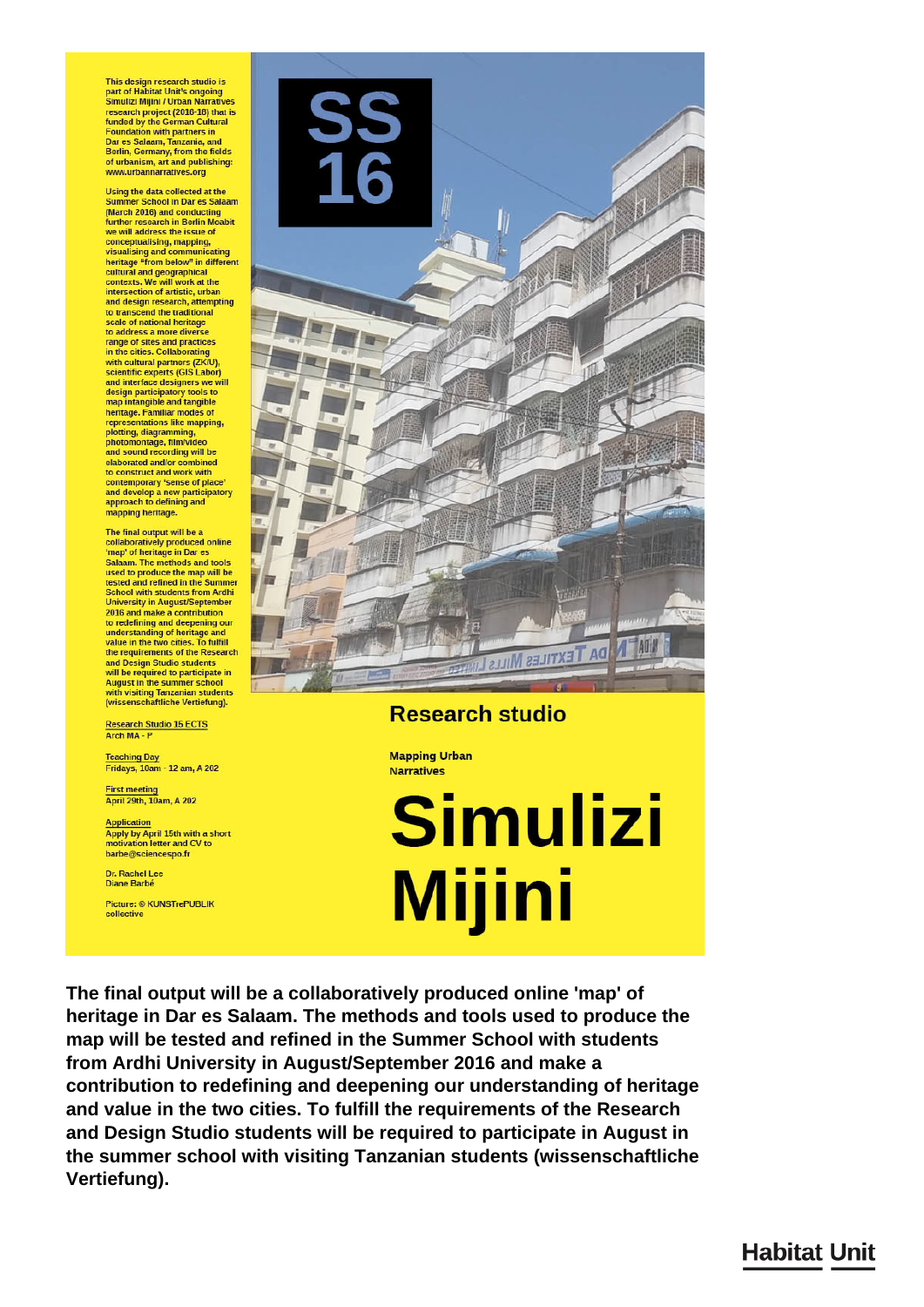This design research studio is part of Habitat Unit's ongoing Simulizi Mijini / Urban Narratives research project (2016-18) that is funded by the German Cultural Foundation with partners in Dar es Salaam, Tanzania, and Berlin, Germany, from the fields of urbanism, art and publishing: www.urbannarratives.org

Using the data collected at the Summer School in Dar es Salaam (March 2016) and conducting further research in Berlin Moabit we will address the issue of conceptualising, mapping, visualising and communicating heritage "from below" in different cultural and geographical contexts. We will work at the intersection of artistic, urban and design research, attempting to transcend the traditional scale of national heritage to address a more diverse range of sites and practices in the cities. Collaborating with cultural partners (ZK/U), scientific experts (GIS Labor) and interface designers we will design participatory tools to map intangible and tangible heritage. Familiar modes of representations like mapping, plotting, diagramming, photomontage, film/video and sound recording will be elaborated and/or combined to construct and work with contemporary 'sense of place' and develop a new participatory approach to defining and mapping heritage.

The final output will be a collaboratively produced online 'map' of heritage in Dar es Salaam. The methods and tools used to produce the map will be tested and refined in the Summer School with students from Ardhi University in August/September 2016 and make a contribution to redefining and deepening our understanding of heritage and value in the two cities. To fulfill the requirements of the Research and Design Studio students will be required to participate in August in the summer school with visiting Tanzanian students (wissenschaftliche Vertiefung).

Research Studio 15 ECTS
Arch MA - P

Teaching Day
Fridays, 10am - 12 am, A 202

First meeting
April 29th, 10am, A 202

Application
Apply by April 15th with a short motivation letter and CV to barbe@sciencespo.fr

Dr. Rachel Lee
Diane Barbé

Picture: © KUNSTrePUBLIK collective

SS 16

## Research studio

Mapping Urban Narratives

# Simulizi Mijini

**The final output will be a collaboratively produced online 'map' of heritage in Dar es Salaam. The methods and tools used to produce the map will be tested and refined in the Summer School with students from Ardhi University in August/September 2016 and make a contribution to redefining and deepening our understanding of heritage and value in the two cities. To fulfill the requirements of the Research and Design Studio students will be required to participate in August in the summer school with visiting Tanzanian students (wissenschaftliche Vertiefung).**

Habitat Unit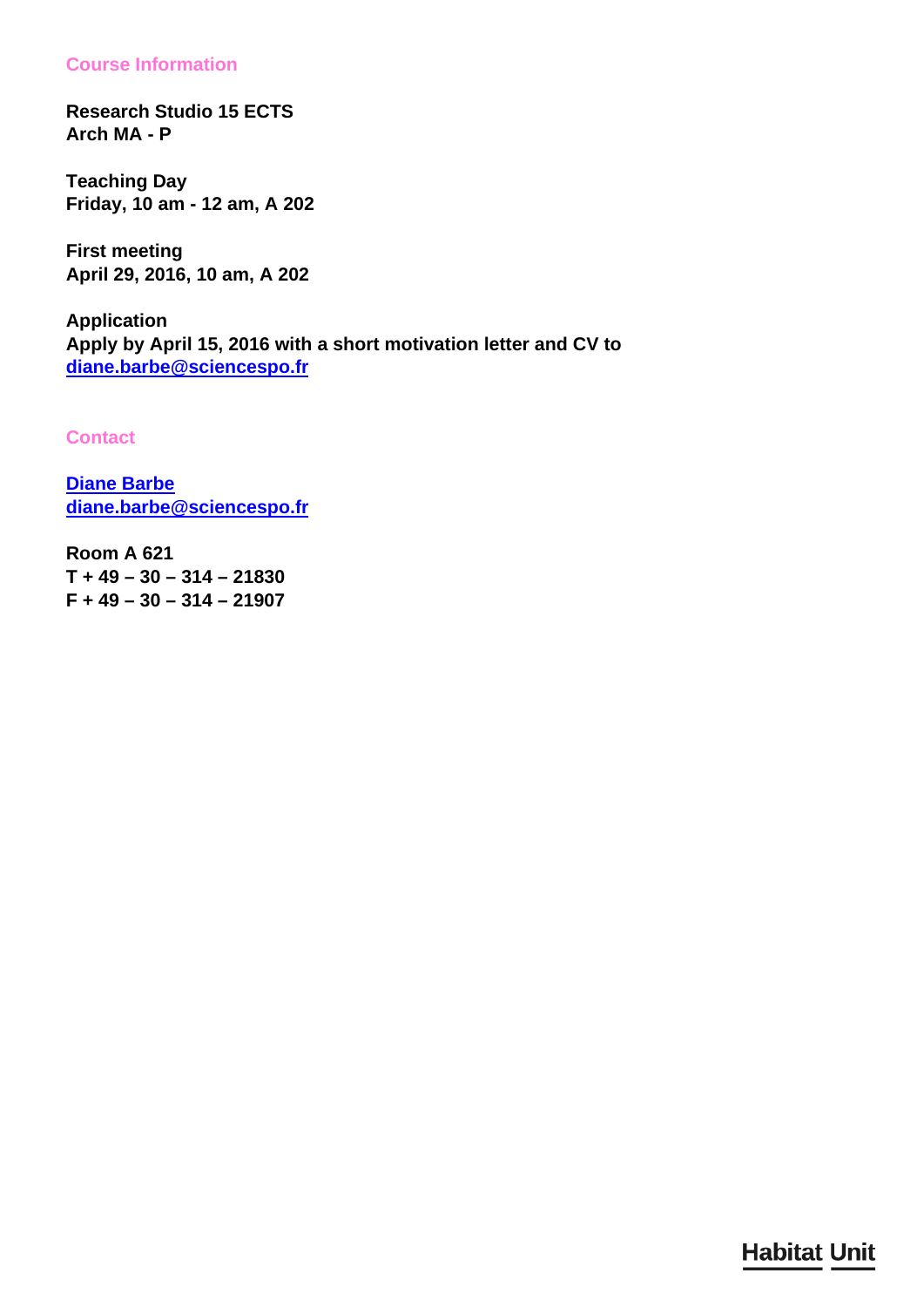## Course Information

**Research Studio 15 ECTS**
**Arch MA - P**

**Teaching Day**
**Friday, 10 am - 12 am, A 202**

**First meeting**
**April 29, 2016, 10 am, A 202**

**Application**
**Apply by April 15, 2016 with a short motivation letter and CV to**
**diane.barbe@sciencespo.fr**

## Contact

**Diane Barbe**
**diane.barbe@sciencespo.fr**

**Room A 621**
**T + 49 – 30 – 314 – 21830**
**F + 49 – 30 – 314 – 21907**

**Habitat Unit**